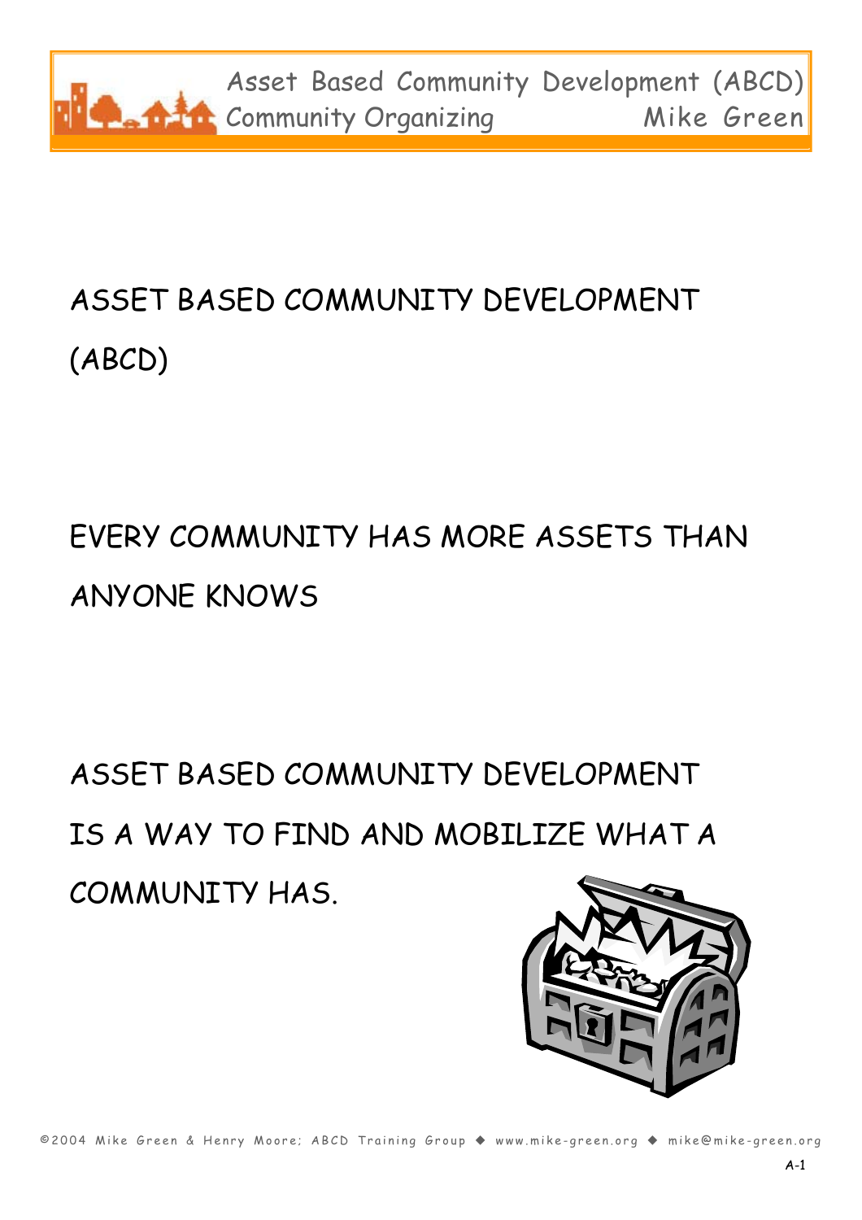# ASSET BASED COMMUNITY DEVELOPMENT (ABCD)

EVERY COMMUNITY HAS MORE ASSETS THAN ANYONE KNOWS

ASSET BASED COMMUNITY DEVELOPMENT IS A WAY TO FIND AND MOBILIZE WHAT A COMMUNITY HAS.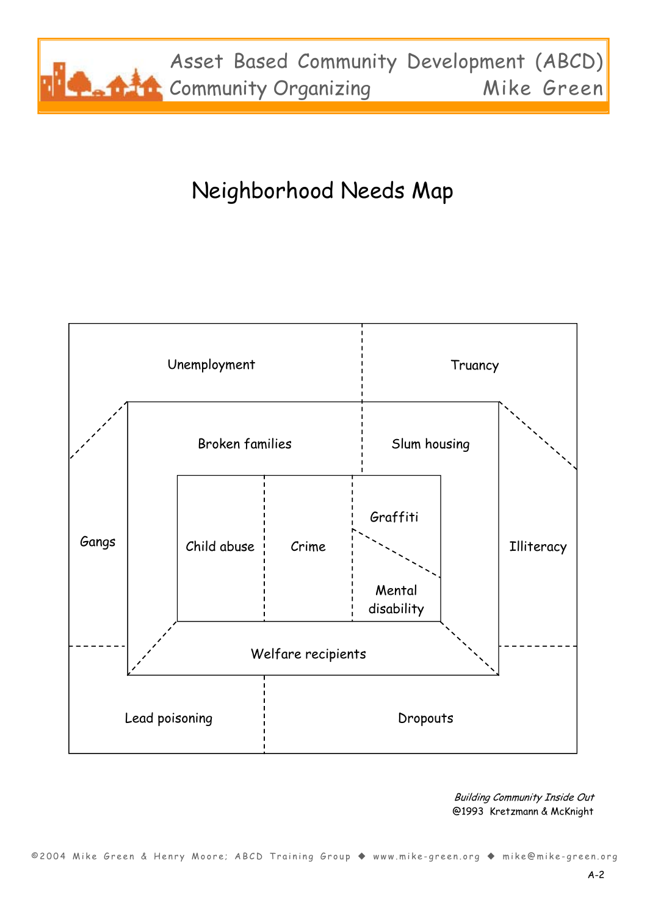# Neighborhood Needs Map

Unemployment

Truancy

Broken families

Slum housing

Gangs

Child abuse

Crime

Graffiti

Mental disability

Illiteracy

Welfare recipients

Lead poisoning

Dropouts

*Building Community Inside Out*
@1993 Kretzmann & McKnight

©2004 Mike Green & Henry Moore; ABCD Training Group ◆ www.mike-green.org ◆ mike@mike-green.org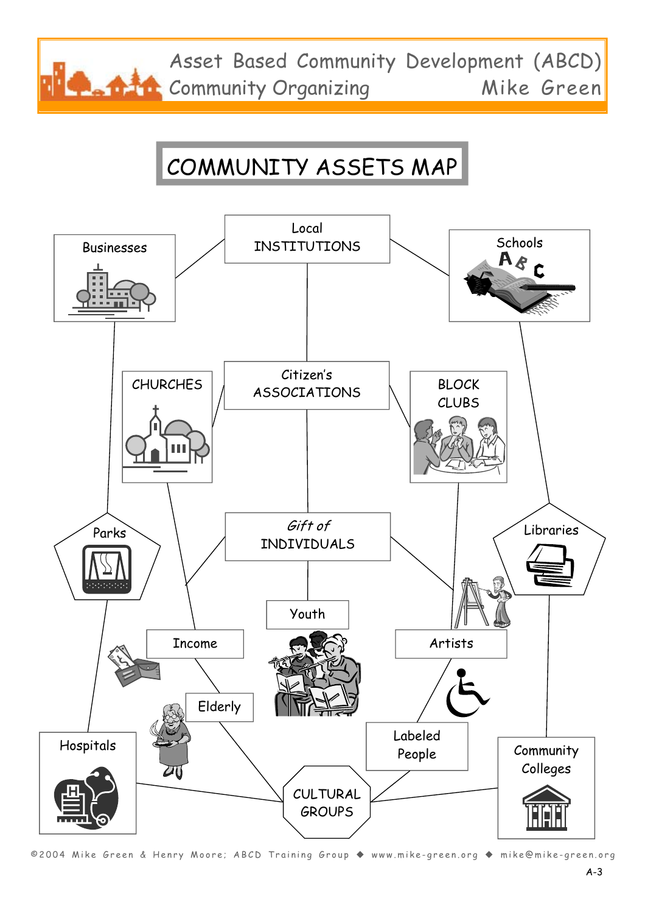# COMMUNITY ASSETS MAP

Local INSTITUTIONS

Businesses

Schools

CHURCHES

Citizen's ASSOCIATIONS

BLOCK CLUBS

Parks

*Gift of* INDIVIDUALS

Libraries

Youth

Income

Artists

Elderly

Labeled People

Hospitals

CULTURAL GROUPS

Community Colleges

©2004 Mike Green & Henry Moore; ABCD Training Group ◆ www.mike-green.org ◆ mike@mike-green.org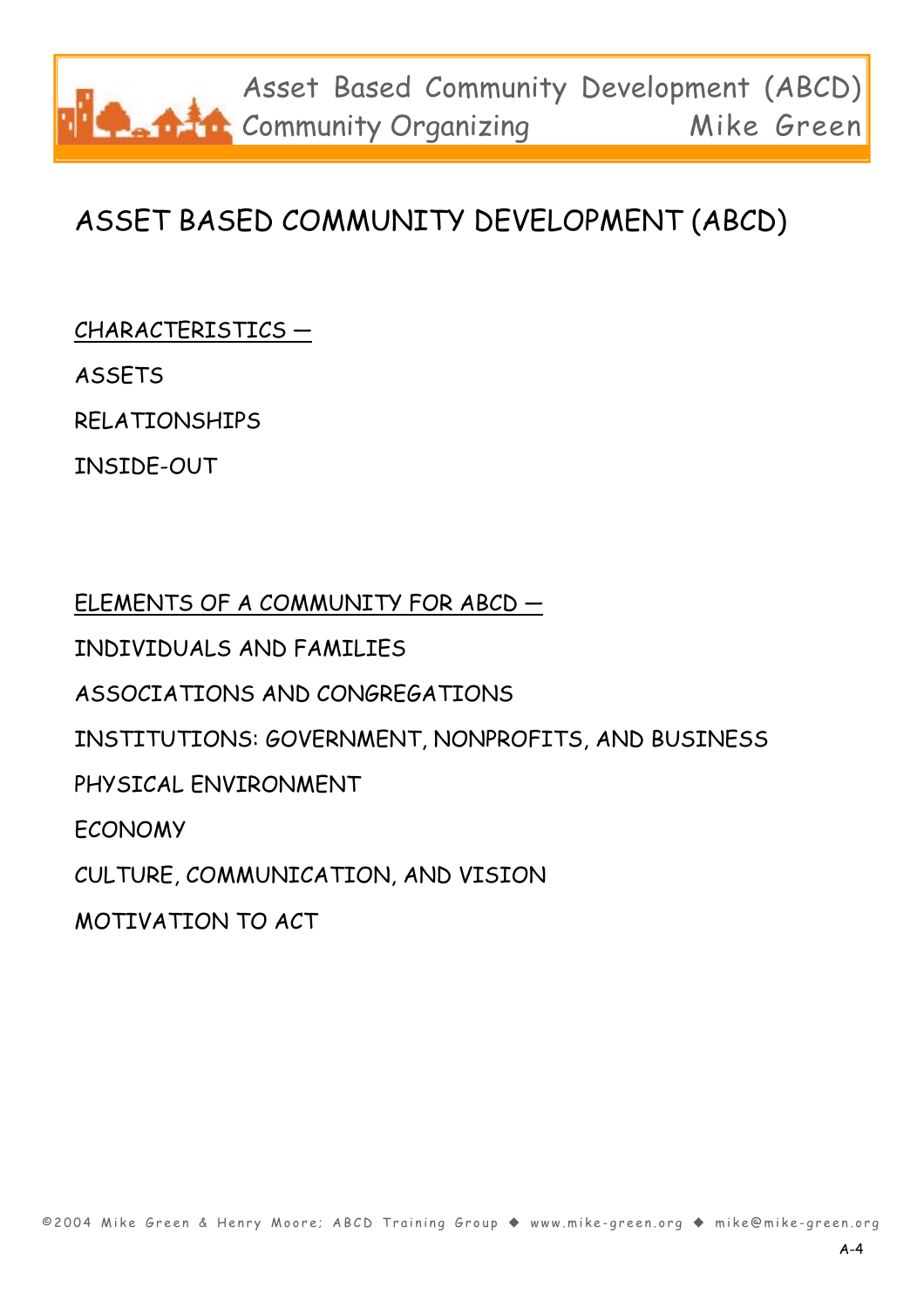# ASSET BASED COMMUNITY DEVELOPMENT (ABCD)

CHARACTERISTICS –

ASSETS

RELATIONSHIPS

INSIDE-OUT

ELEMENTS OF A COMMUNITY FOR ABCD –

INDIVIDUALS AND FAMILIES

ASSOCIATIONS AND CONGREGATIONS

INSTITUTIONS: GOVERNMENT, NONPROFITS, AND BUSINESS

PHYSICAL ENVIRONMENT

ECONOMY

CULTURE, COMMUNICATION, AND VISION

MOTIVATION TO ACT